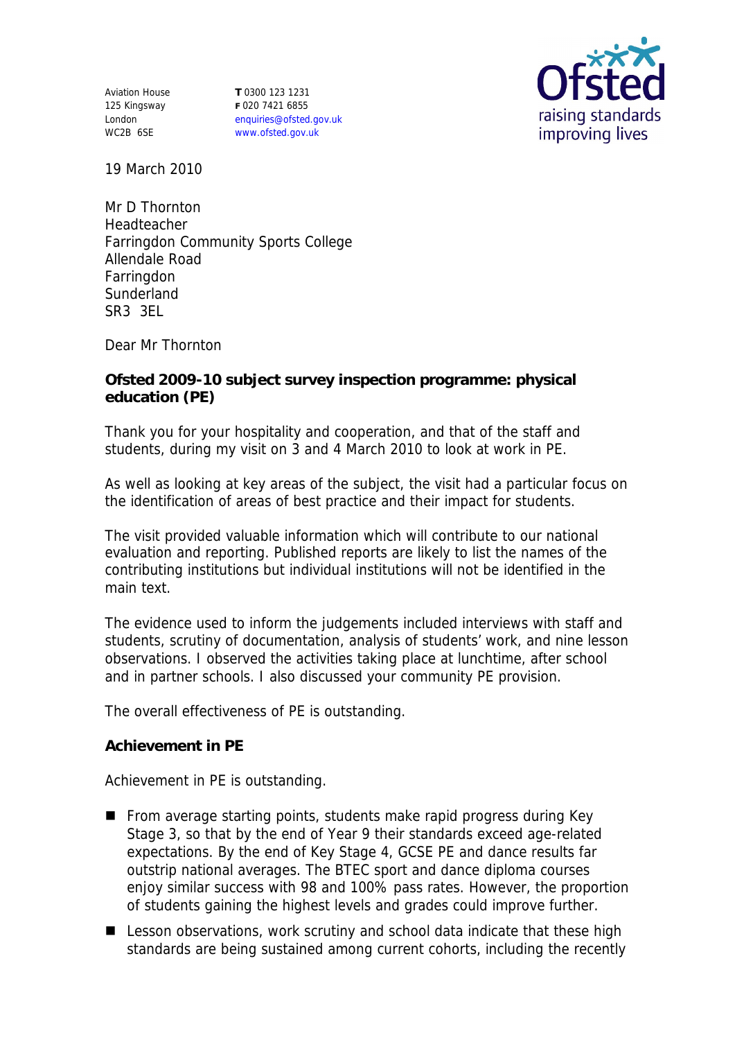Aviation House
125 Kingsway
London
WC2B 6SE

**T** 0300 123 1231
**F** 020 7421 6855
enquiries@ofsted.gov.uk
www.ofsted.gov.uk

Ofsted
raising standards
improving lives

19 March 2010

Mr D Thornton
Headteacher
Farringdon Community Sports College
Allendale Road
Farringdon
Sunderland
SR3 3EL

Dear Mr Thornton

**Ofsted 2009-10 subject survey inspection programme: physical education (PE)**

Thank you for your hospitality and cooperation, and that of the staff and students, during my visit on 3 and 4 March 2010 to look at work in PE.

As well as looking at key areas of the subject, the visit had a particular focus on the identification of areas of best practice and their impact for students.

The visit provided valuable information which will contribute to our national evaluation and reporting. Published reports are likely to list the names of the contributing institutions but individual institutions will not be identified in the main text.

The evidence used to inform the judgements included interviews with staff and students, scrutiny of documentation, analysis of students' work, and nine lesson observations. I observed the activities taking place at lunchtime, after school and in partner schools. I also discussed your community PE provision.

The overall effectiveness of PE is outstanding.

**Achievement in PE**

Achievement in PE is outstanding.

- From average starting points, students make rapid progress during Key Stage 3, so that by the end of Year 9 their standards exceed age-related expectations. By the end of Key Stage 4, GCSE PE and dance results far outstrip national averages. The BTEC sport and dance diploma courses enjoy similar success with 98 and 100% pass rates. However, the proportion of students gaining the highest levels and grades could improve further.
- Lesson observations, work scrutiny and school data indicate that these high standards are being sustained among current cohorts, including the recently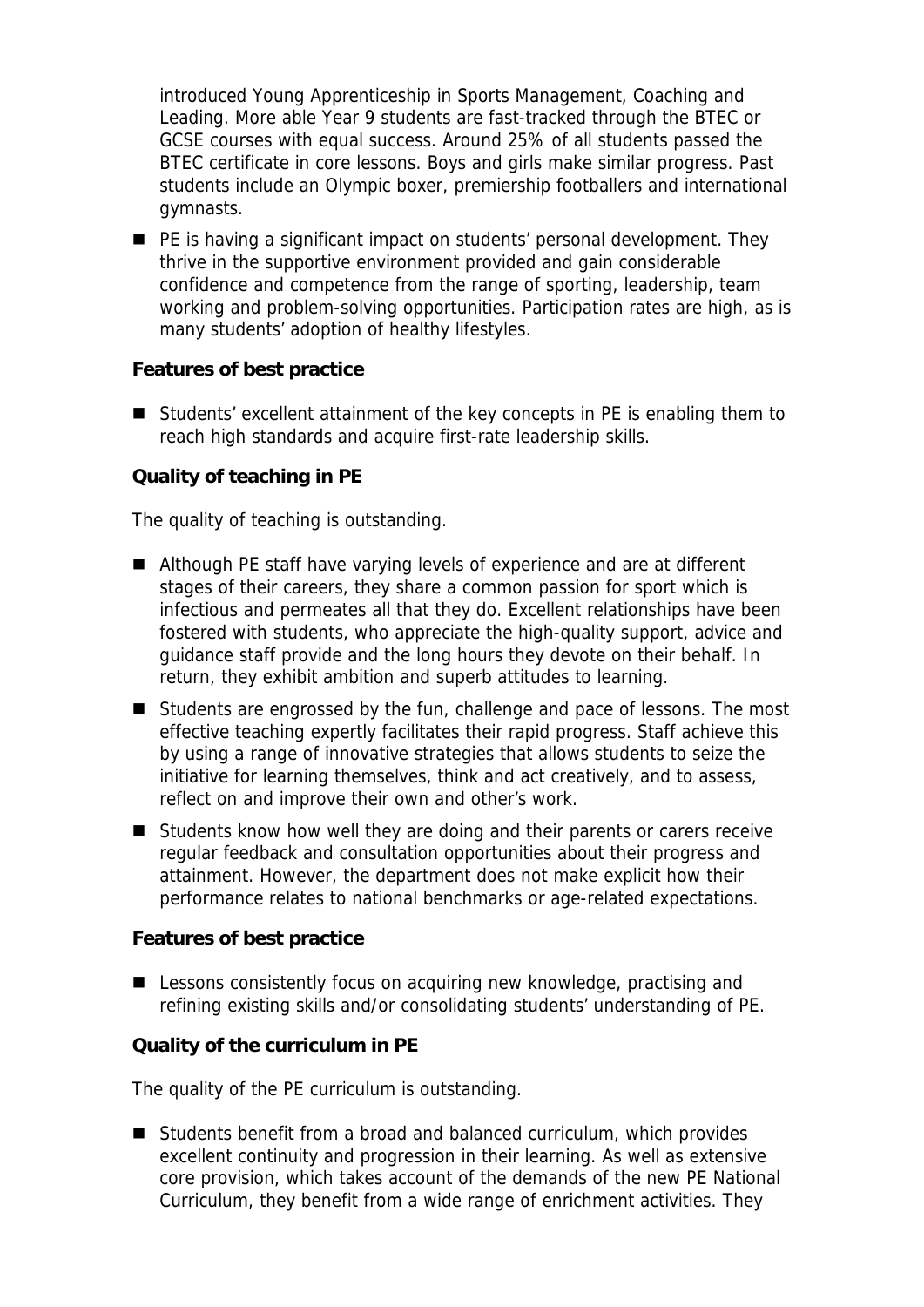introduced Young Apprenticeship in Sports Management, Coaching and Leading. More able Year 9 students are fast-tracked through the BTEC or GCSE courses with equal success. Around 25% of all students passed the BTEC certificate in core lessons. Boys and girls make similar progress. Past students include an Olympic boxer, premiership footballers and international gymnasts.

- PE is having a significant impact on students' personal development. They thrive in the supportive environment provided and gain considerable confidence and competence from the range of sporting, leadership, team working and problem-solving opportunities. Participation rates are high, as is many students' adoption of healthy lifestyles.

**Features of best practice**

- Students' excellent attainment of the key concepts in PE is enabling them to reach high standards and acquire first-rate leadership skills.

**Quality of teaching in PE**

The quality of teaching is outstanding.

- Although PE staff have varying levels of experience and are at different stages of their careers, they share a common passion for sport which is infectious and permeates all that they do. Excellent relationships have been fostered with students, who appreciate the high-quality support, advice and guidance staff provide and the long hours they devote on their behalf. In return, they exhibit ambition and superb attitudes to learning.
- Students are engrossed by the fun, challenge and pace of lessons. The most effective teaching expertly facilitates their rapid progress. Staff achieve this by using a range of innovative strategies that allows students to seize the initiative for learning themselves, think and act creatively, and to assess, reflect on and improve their own and other's work.
- Students know how well they are doing and their parents or carers receive regular feedback and consultation opportunities about their progress and attainment. However, the department does not make explicit how their performance relates to national benchmarks or age-related expectations.

**Features of best practice**

- Lessons consistently focus on acquiring new knowledge, practising and refining existing skills and/or consolidating students' understanding of PE.

**Quality of the curriculum in PE**

The quality of the PE curriculum is outstanding.

- Students benefit from a broad and balanced curriculum, which provides excellent continuity and progression in their learning. As well as extensive core provision, which takes account of the demands of the new PE National Curriculum, they benefit from a wide range of enrichment activities. They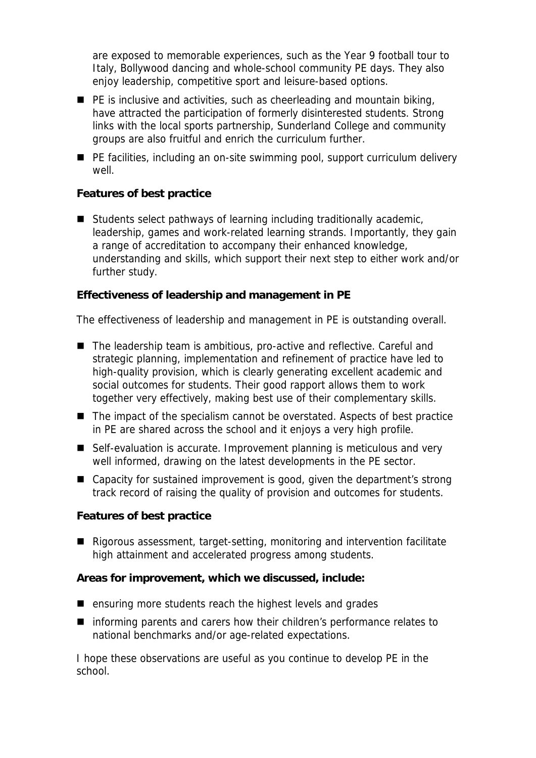are exposed to memorable experiences, such as the Year 9 football tour to Italy, Bollywood dancing and whole-school community PE days. They also enjoy leadership, competitive sport and leisure-based options.

- PE is inclusive and activities, such as cheerleading and mountain biking, have attracted the participation of formerly disinterested students. Strong links with the local sports partnership, Sunderland College and community groups are also fruitful and enrich the curriculum further.
- PE facilities, including an on-site swimming pool, support curriculum delivery well.

**Features of best practice**

- Students select pathways of learning including traditionally academic, leadership, games and work-related learning strands. Importantly, they gain a range of accreditation to accompany their enhanced knowledge, understanding and skills, which support their next step to either work and/or further study.

**Effectiveness of leadership and management in PE**

The effectiveness of leadership and management in PE is outstanding overall.

- The leadership team is ambitious, pro-active and reflective. Careful and strategic planning, implementation and refinement of practice have led to high-quality provision, which is clearly generating excellent academic and social outcomes for students. Their good rapport allows them to work together very effectively, making best use of their complementary skills.
- The impact of the specialism cannot be overstated. Aspects of best practice in PE are shared across the school and it enjoys a very high profile.
- Self-evaluation is accurate. Improvement planning is meticulous and very well informed, drawing on the latest developments in the PE sector.
- Capacity for sustained improvement is good, given the department's strong track record of raising the quality of provision and outcomes for students.

**Features of best practice**

- Rigorous assessment, target-setting, monitoring and intervention facilitate high attainment and accelerated progress among students.

**Areas for improvement, which we discussed, include:**

- ensuring more students reach the highest levels and grades
- informing parents and carers how their children's performance relates to national benchmarks and/or age-related expectations.

I hope these observations are useful as you continue to develop PE in the school.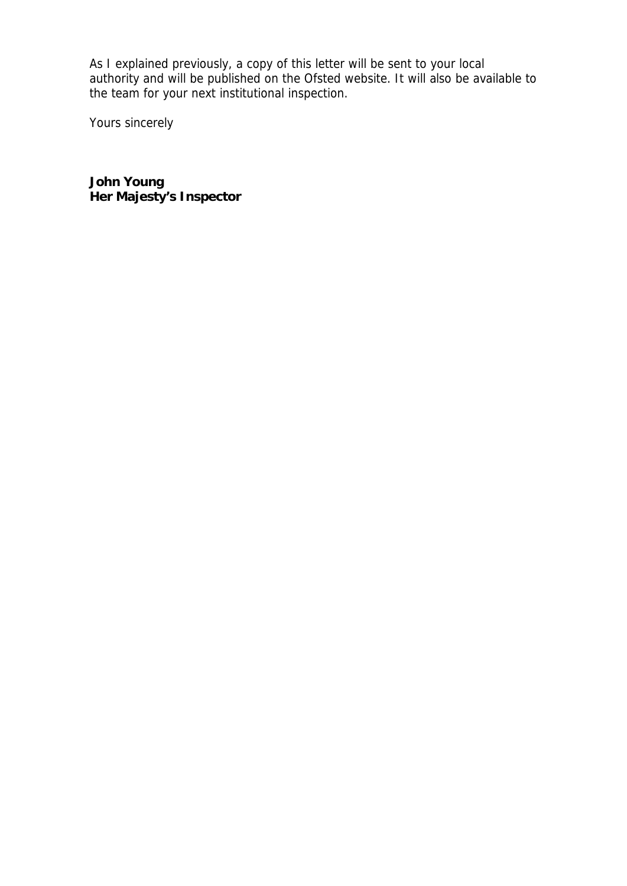As I explained previously, a copy of this letter will be sent to your local authority and will be published on the Ofsted website. It will also be available to the team for your next institutional inspection.

Yours sincerely

**John Young**
**Her Majesty's Inspector**